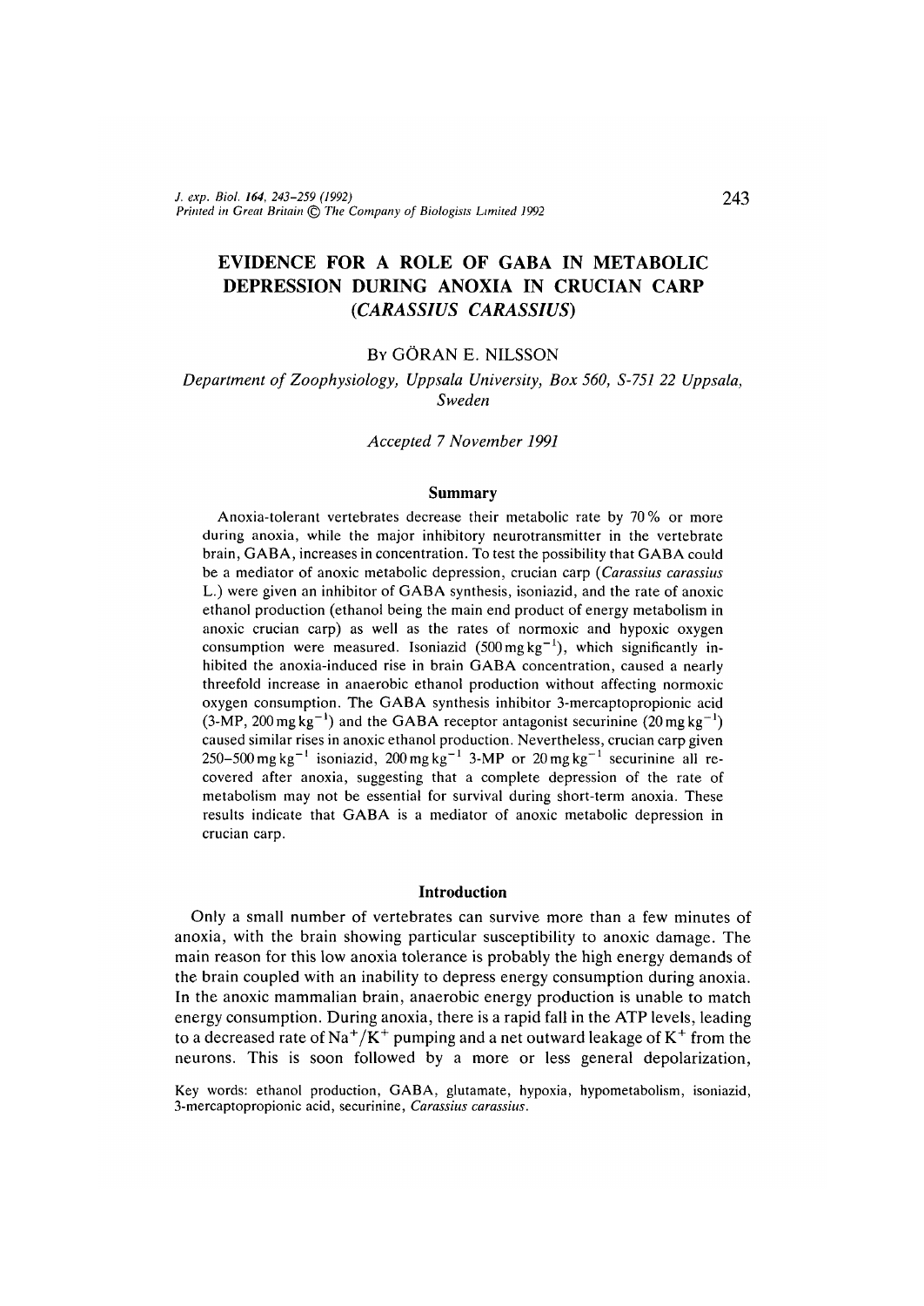# EVIDENCE FOR A ROLE OF GABA IN METABOLIC DEPRESSION DURING ANOXIA IN CRUCIAN CARP (*CARASSIUS CARASSIUS*)

By GÖRAN E. NILSSON

*Department of Zoophysiology, Uppsala University, Box 560, S-751 22 Uppsala, Sweden*

*Accepted 7 November 1991*

## Summary

Anoxia-tolerant vertebrates decrease their metabolic rate by 70% or more during anoxia, while the major inhibitory neurotransmitter in the vertebrate brain, GABA, increases in concentration. To test the possibility that GABA could be a mediator of anoxic metabolic depression, crucian carp (*Carassius carassius* L.) were given an inhibitor of GABA synthesis, isoniazid, and the rate of anoxic ethanol production (ethanol being the main end product of energy metabolism in anoxic crucian carp) as well as the rates of normoxic and hypoxic oxygen consumption were measured. Isoniazid ($500\,mg\,kg^{-1}$), which significantly inhibited the anoxia-induced rise in brain GABA concentration, caused a nearly threefold increase in anaerobic ethanol production without affecting normoxic oxygen consumption. The GABA synthesis inhibitor 3-mercaptopropionic acid (3-MP, $200\,mg\,kg^{-1}$) and the GABA receptor antagonist securinine ($20\,mg\,kg^{-1}$) caused similar rises in anoxic ethanol production. Nevertheless, crucian carp given $250–500\,mg\,kg^{-1}$ isoniazid, $200\,mg\,kg^{-1}$ 3-MP or $20\,mg\,kg^{-1}$ securinine all recovered after anoxia, suggesting that a complete depression of the rate of metabolism may not be essential for survival during short-term anoxia. These results indicate that GABA is a mediator of anoxic metabolic depression in crucian carp.

## Introduction

Only a small number of vertebrates can survive more than a few minutes of anoxia, with the brain showing particular susceptibility to anoxic damage. The main reason for this low anoxia tolerance is probably the high energy demands of the brain coupled with an inability to depress energy consumption during anoxia. In the anoxic mammalian brain, anaerobic energy production is unable to match energy consumption. During anoxia, there is a rapid fall in the ATP levels, leading to a decreased rate of $Na^{+}/K^{+}$ pumping and a net outward leakage of $K^{+}$ from the neurons. This is soon followed by a more or less general depolarization,

Key words: ethanol production, GABA, glutamate, hypoxia, hypometabolism, isoniazid, 3-mercaptopropionic acid, securinine, *Carassius carassius*.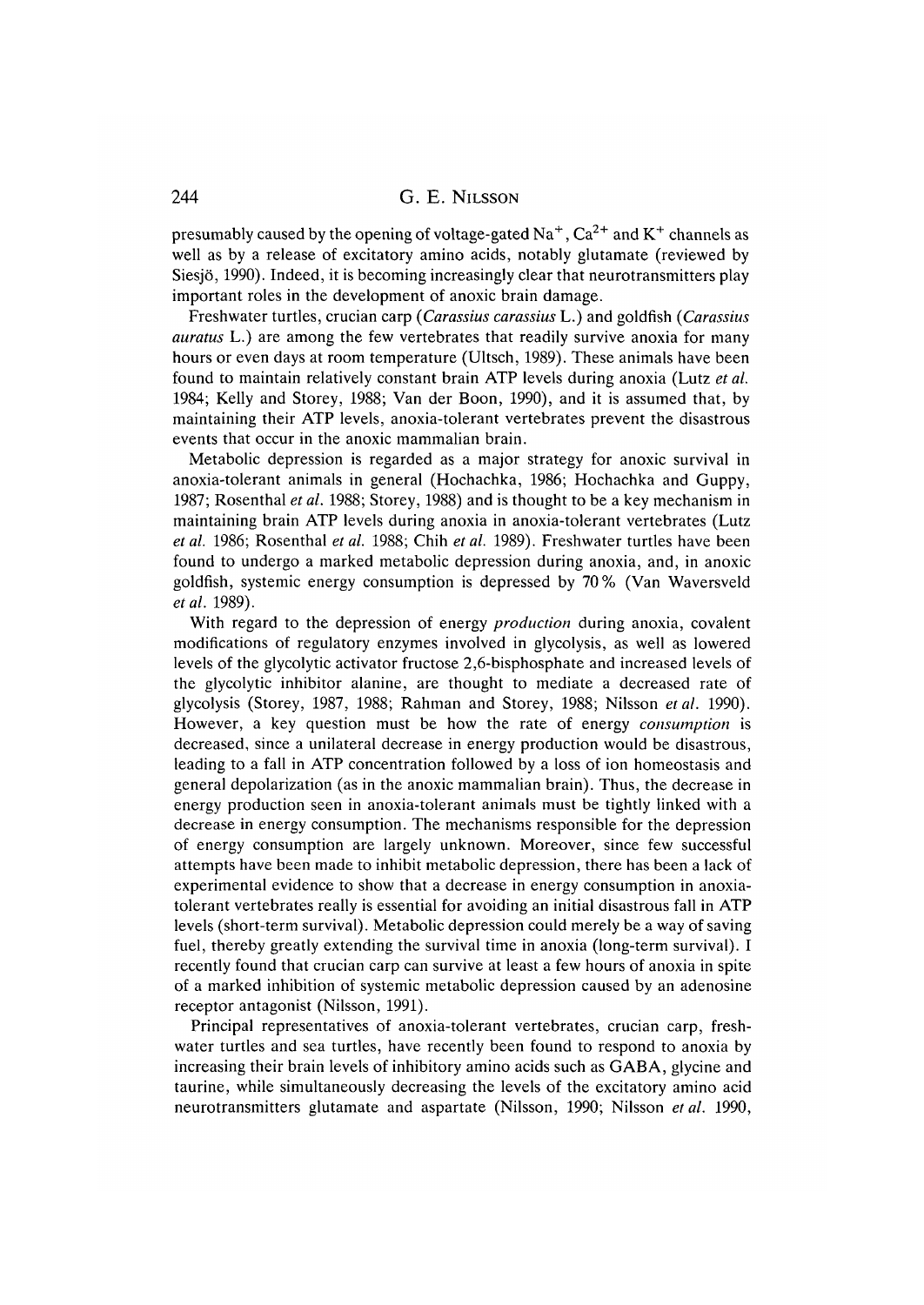presumably caused by the opening of voltage-gated $Na^+$, $Ca^{2+}$ and $K^+$ channels as well as by a release of excitatory amino acids, notably glutamate (reviewed by Siesjö, 1990). Indeed, it is becoming increasingly clear that neurotransmitters play important roles in the development of anoxic brain damage.

Freshwater turtles, crucian carp (*Carassius carassius* L.) and goldfish (*Carassius auratus* L.) are among the few vertebrates that readily survive anoxia for many hours or even days at room temperature (Ultsch, 1989). These animals have been found to maintain relatively constant brain ATP levels during anoxia (Lutz *et al.* 1984; Kelly and Storey, 1988; Van der Boon, 1990), and it is assumed that, by maintaining their ATP levels, anoxia-tolerant vertebrates prevent the disastrous events that occur in the anoxic mammalian brain.

Metabolic depression is regarded as a major strategy for anoxic survival in anoxia-tolerant animals in general (Hochachka, 1986; Hochachka and Guppy, 1987; Rosenthal *et al.* 1988; Storey, 1988) and is thought to be a key mechanism in maintaining brain ATP levels during anoxia in anoxia-tolerant vertebrates (Lutz *et al.* 1986; Rosenthal *et al.* 1988; Chih *et al.* 1989). Freshwater turtles have been found to undergo a marked metabolic depression during anoxia, and, in anoxic goldfish, systemic energy consumption is depressed by 70 % (Van Waversveld *et al.* 1989).

With regard to the depression of energy *production* during anoxia, covalent modifications of regulatory enzymes involved in glycolysis, as well as lowered levels of the glycolytic activator fructose 2,6-bisphosphate and increased levels of the glycolytic inhibitor alanine, are thought to mediate a decreased rate of glycolysis (Storey, 1987, 1988; Rahman and Storey, 1988; Nilsson *et al.* 1990). However, a key question must be how the rate of energy *consumption* is decreased, since a unilateral decrease in energy production would be disastrous, leading to a fall in ATP concentration followed by a loss of ion homeostasis and general depolarization (as in the anoxic mammalian brain). Thus, the decrease in energy production seen in anoxia-tolerant animals must be tightly linked with a decrease in energy consumption. The mechanisms responsible for the depression of energy consumption are largely unknown. Moreover, since few successful attempts have been made to inhibit metabolic depression, there has been a lack of experimental evidence to show that a decrease in energy consumption in anoxia-tolerant vertebrates really is essential for avoiding an initial disastrous fall in ATP levels (short-term survival). Metabolic depression could merely be a way of saving fuel, thereby greatly extending the survival time in anoxia (long-term survival). I recently found that crucian carp can survive at least a few hours of anoxia in spite of a marked inhibition of systemic metabolic depression caused by an adenosine receptor antagonist (Nilsson, 1991).

Principal representatives of anoxia-tolerant vertebrates, crucian carp, freshwater turtles and sea turtles, have recently been found to respond to anoxia by increasing their brain levels of inhibitory amino acids such as GABA, glycine and taurine, while simultaneously decreasing the levels of the excitatory amino acid neurotransmitters glutamate and aspartate (Nilsson, 1990; Nilsson *et al.* 1990,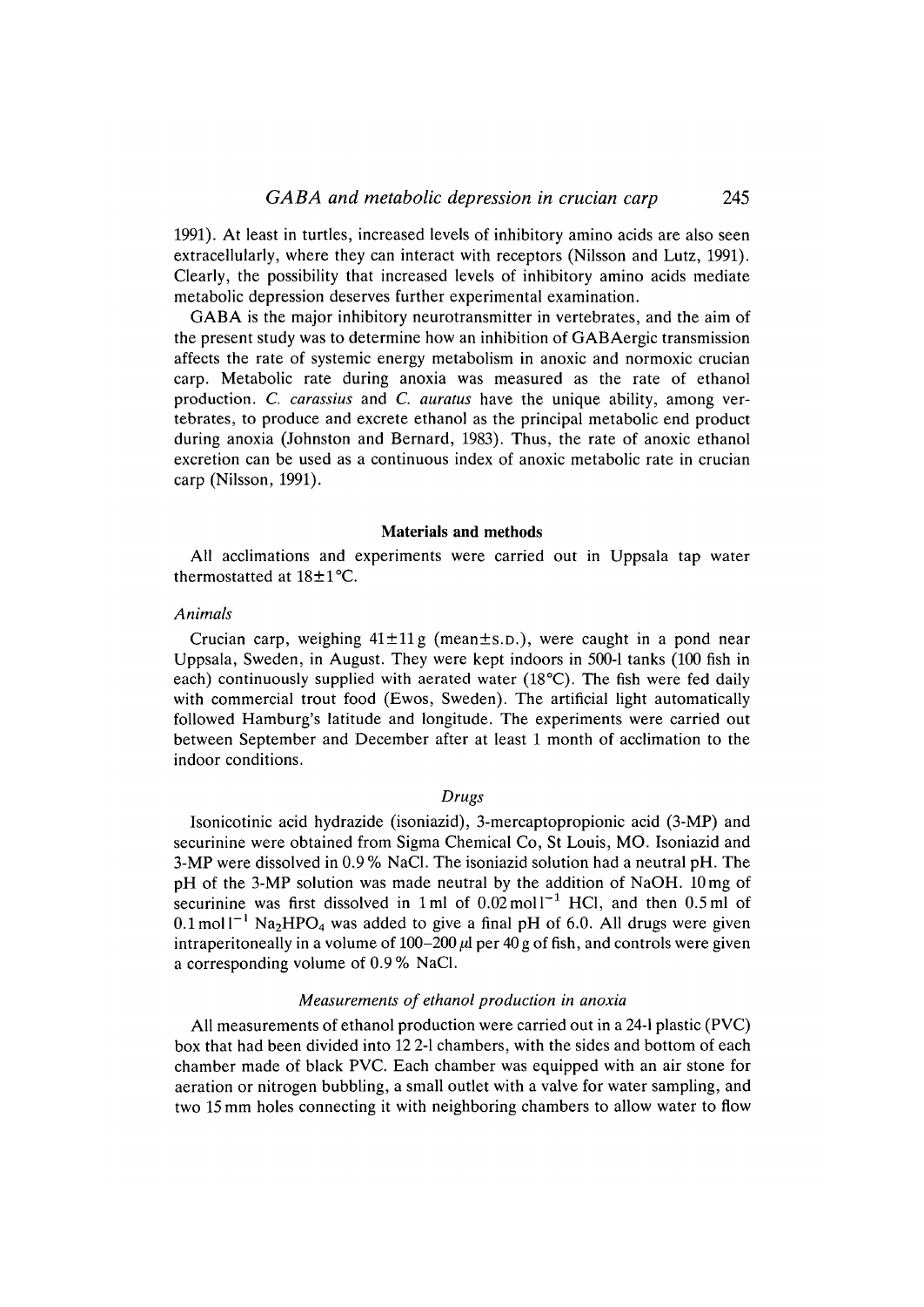1991). At least in turtles, increased levels of inhibitory amino acids are also seen extracellularly, where they can interact with receptors (Nilsson and Lutz, 1991). Clearly, the possibility that increased levels of inhibitory amino acids mediate metabolic depression deserves further experimental examination.

GABA is the major inhibitory neurotransmitter in vertebrates, and the aim of the present study was to determine how an inhibition of GABAergic transmission affects the rate of systemic energy metabolism in anoxic and normoxic crucian carp. Metabolic rate during anoxia was measured as the rate of ethanol production. *C. carassius* and *C. auratus* have the unique ability, among vertebrates, to produce and excrete ethanol as the principal metabolic end product during anoxia (Johnston and Bernard, 1983). Thus, the rate of anoxic ethanol excretion can be used as a continuous index of anoxic metabolic rate in crucian carp (Nilsson, 1991).

## Materials and methods

All acclimations and experiments were carried out in Uppsala tap water thermostatted at 18±1°C.

### *Animals*

Crucian carp, weighing 41±11 g (mean±S.D.), were caught in a pond near Uppsala, Sweden, in August. They were kept indoors in 500-l tanks (100 fish in each) continuously supplied with aerated water (18°C). The fish were fed daily with commercial trout food (Ewos, Sweden). The artificial light automatically followed Hamburg's latitude and longitude. The experiments were carried out between September and December after at least 1 month of acclimation to the indoor conditions.

### *Drugs*

Isonicotinic acid hydrazide (isoniazid), 3-mercaptopropionic acid (3-MP) and securinine were obtained from Sigma Chemical Co, St Louis, MO. Isoniazid and 3-MP were dissolved in 0.9 % NaCl. The isoniazid solution had a neutral pH. The pH of the 3-MP solution was made neutral by the addition of NaOH. 10 mg of securinine was first dissolved in 1 ml of 0.02 mol $l^{-1}$ HCl, and then 0.5 ml of 0.1 mol $l^{-1}$ $Na_2HPO_4$ was added to give a final pH of 6.0. All drugs were given intraperitoneally in a volume of 100–200 μl per 40 g of fish, and controls were given a corresponding volume of 0.9 % NaCl.

### *Measurements of ethanol production in anoxia*

All measurements of ethanol production were carried out in a 24-l plastic (PVC) box that had been divided into 12 2-l chambers, with the sides and bottom of each chamber made of black PVC. Each chamber was equipped with an air stone for aeration or nitrogen bubbling, a small outlet with a valve for water sampling, and two 15 mm holes connecting it with neighboring chambers to allow water to flow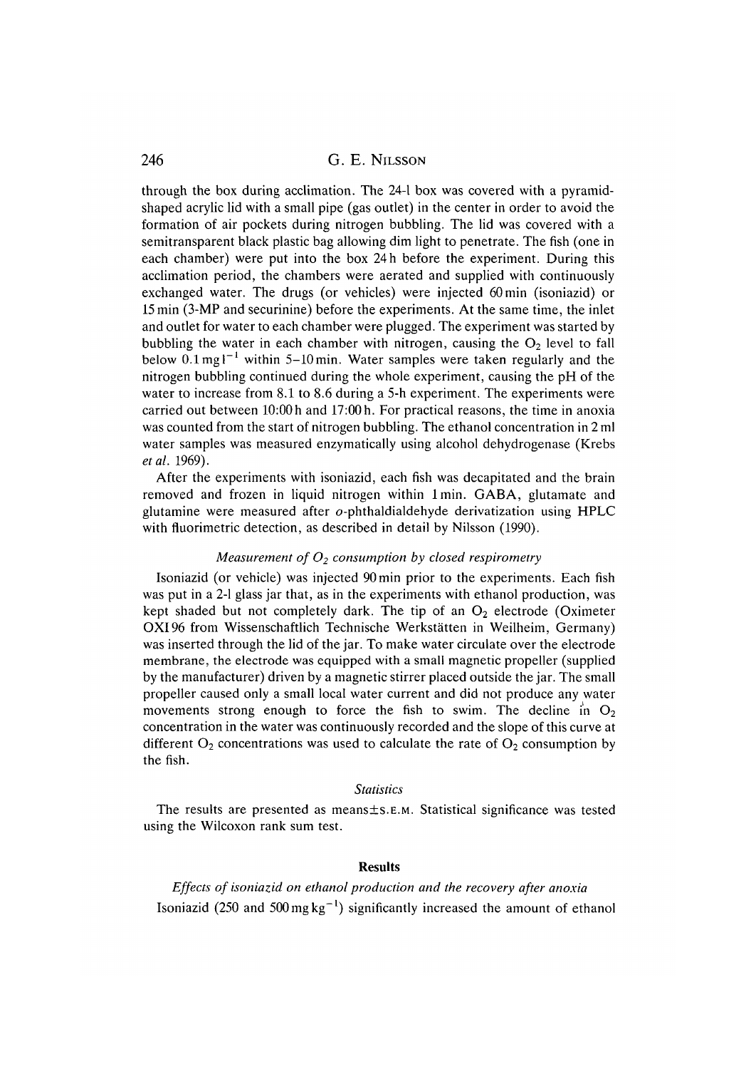through the box during acclimation. The 24-l box was covered with a pyramid-shaped acrylic lid with a small pipe (gas outlet) in the center in order to avoid the formation of air pockets during nitrogen bubbling. The lid was covered with a semitransparent black plastic bag allowing dim light to penetrate. The fish (one in each chamber) were put into the box 24 h before the experiment. During this acclimation period, the chambers were aerated and supplied with continuously exchanged water. The drugs (or vehicles) were injected 60 min (isoniazid) or 15 min (3-MP and securinine) before the experiments. At the same time, the inlet and outlet for water to each chamber were plugged. The experiment was started by bubbling the water in each chamber with nitrogen, causing the $O_2$ level to fall below $0.1\,mg\,l^{-1}$ within 5–10 min. Water samples were taken regularly and the nitrogen bubbling continued during the whole experiment, causing the pH of the water to increase from 8.1 to 8.6 during a 5-h experiment. The experiments were carried out between 10:00 h and 17:00 h. For practical reasons, the time in anoxia was counted from the start of nitrogen bubbling. The ethanol concentration in 2 ml water samples was measured enzymatically using alcohol dehydrogenase (Krebs *et al.* 1969).

After the experiments with isoniazid, each fish was decapitated and the brain removed and frozen in liquid nitrogen within 1 min. GABA, glutamate and glutamine were measured after *o*-phthaldialdehyde derivatization using HPLC with fluorimetric detection, as described in detail by Nilsson (1990).

### *Measurement of $O_2$ consumption by closed respirometry*

Isoniazid (or vehicle) was injected 90 min prior to the experiments. Each fish was put in a 2-l glass jar that, as in the experiments with ethanol production, was kept shaded but not completely dark. The tip of an $O_2$ electrode (Oximeter OXI 96 from Wissenschaftlich Technische Werkstätten in Weilheim, Germany) was inserted through the lid of the jar. To make water circulate over the electrode membrane, the electrode was equipped with a small magnetic propeller (supplied by the manufacturer) driven by a magnetic stirrer placed outside the jar. The small propeller caused only a small local water current and did not produce any water movements strong enough to force the fish to swim. The decline in $O_2$ concentration in the water was continuously recorded and the slope of this curve at different $O_2$ concentrations was used to calculate the rate of $O_2$ consumption by the fish.

### *Statistics*

The results are presented as means±S.E.M. Statistical significance was tested using the Wilcoxon rank sum test.

## Results

### *Effects of isoniazid on ethanol production and the recovery after anoxia*

Isoniazid (250 and $500\,mg\,kg^{-1}$) significantly increased the amount of ethanol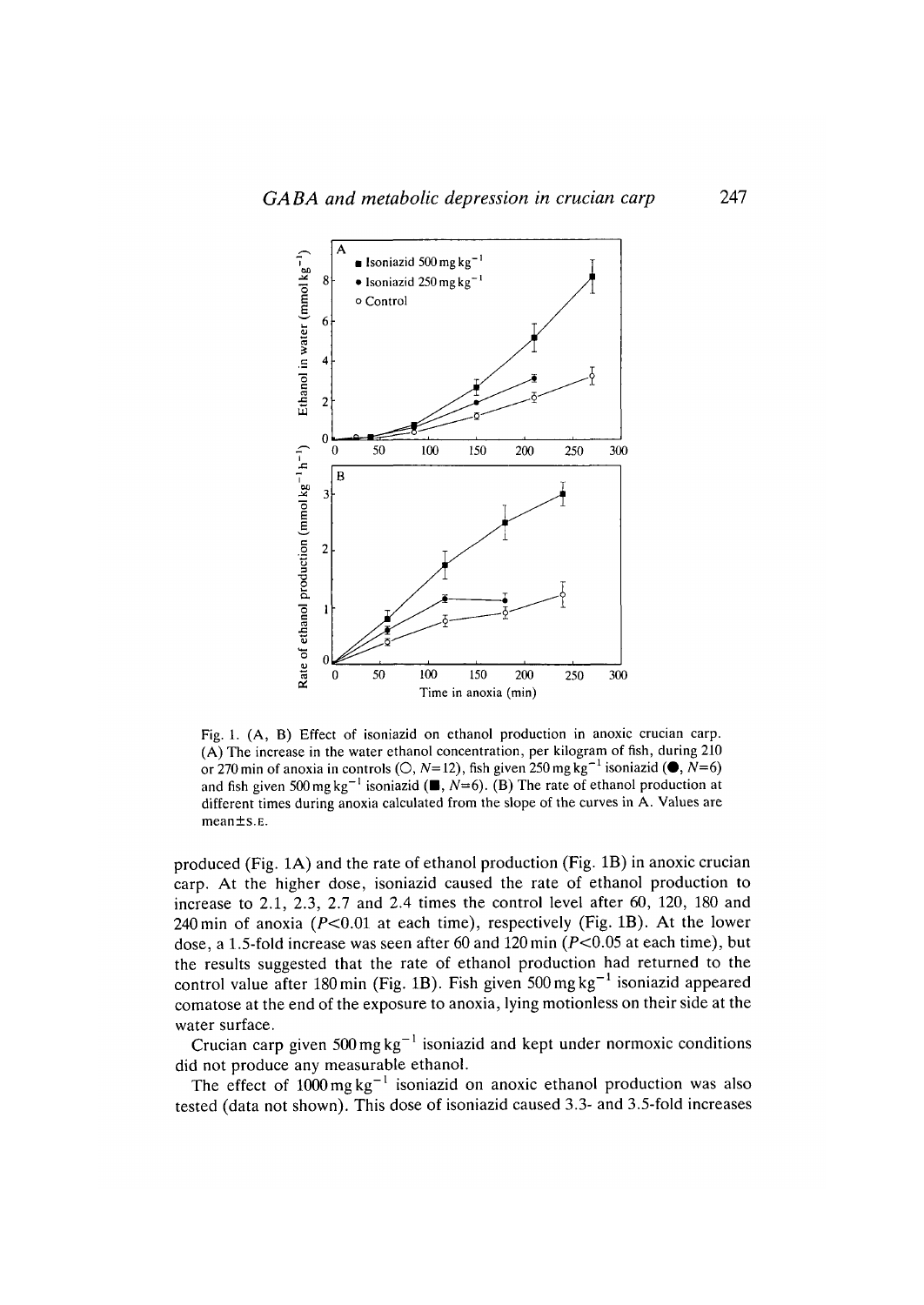Fig. 1. (A, B) Effect of isoniazid on ethanol production in anoxic crucian carp. (A) The increase in the water ethanol concentration, per kilogram of fish, during 210 or 270 min of anoxia in controls (○, $N=12$), fish given 250 mg kg$^{-1}$ isoniazid (●, $N=6$) and fish given 500 mg kg$^{-1}$ isoniazid (■, $N=6$). (B) The rate of ethanol production at different times during anoxia calculated from the slope of the curves in A. Values are mean±S.E.

produced (Fig. 1A) and the rate of ethanol production (Fig. 1B) in anoxic crucian carp. At the higher dose, isoniazid caused the rate of ethanol production to increase to 2.1, 2.3, 2.7 and 2.4 times the control level after 60, 120, 180 and 240 min of anoxia ($P<0.01$ at each time), respectively (Fig. 1B). At the lower dose, a 1.5-fold increase was seen after 60 and 120 min ($P<0.05$ at each time), but the results suggested that the rate of ethanol production had returned to the control value after 180 min (Fig. 1B). Fish given 500 mg kg$^{-1}$ isoniazid appeared comatose at the end of the exposure to anoxia, lying motionless on their side at the water surface.

Crucian carp given 500 mg kg$^{-1}$ isoniazid and kept under normoxic conditions did not produce any measurable ethanol.

The effect of 1000 mg kg$^{-1}$ isoniazid on anoxic ethanol production was also tested (data not shown). This dose of isoniazid caused 3.3- and 3.5-fold increases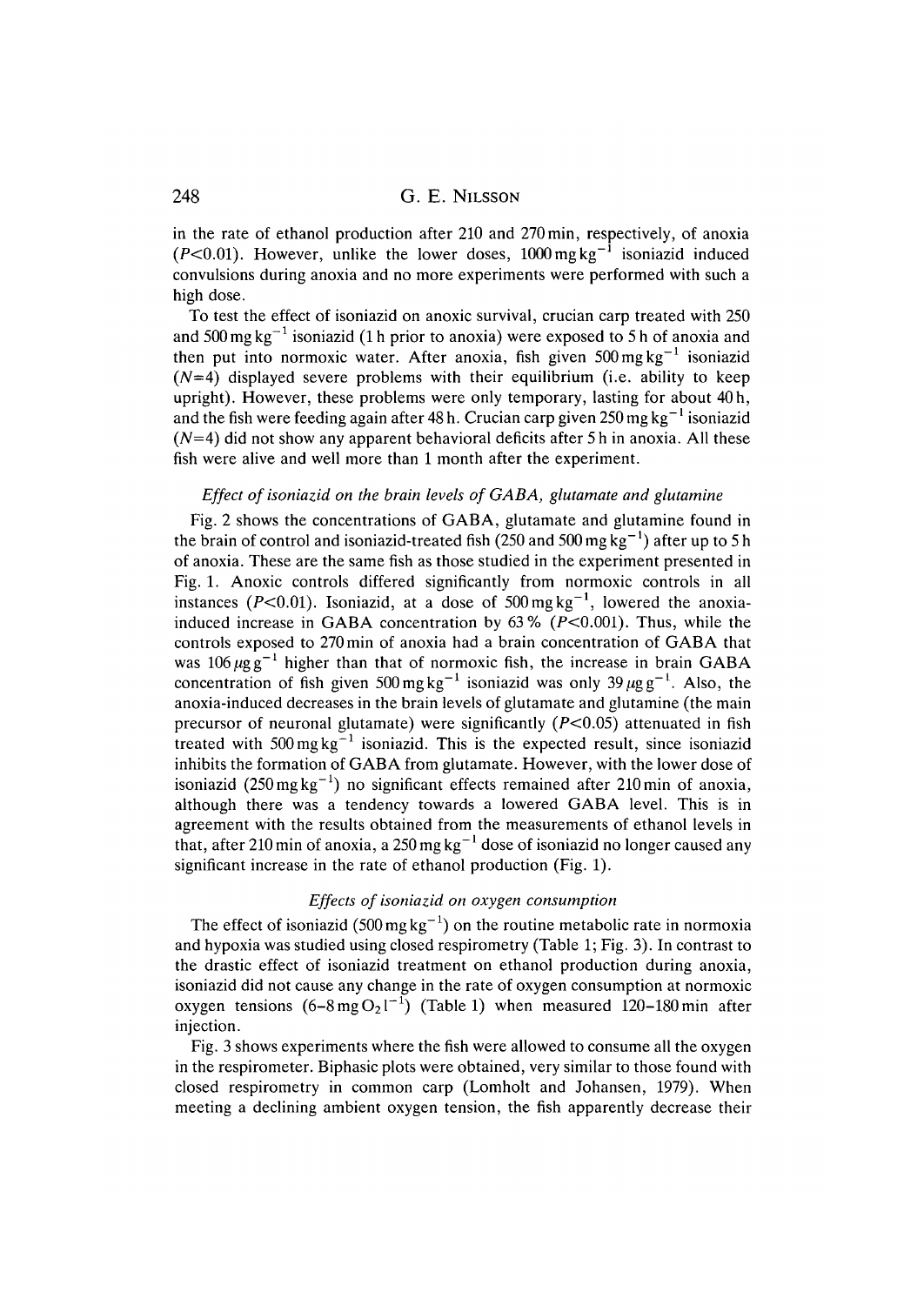in the rate of ethanol production after 210 and 270 min, respectively, of anoxia ($P<0.01$). However, unlike the lower doses, $1000\,mg\,kg^{-1}$ isoniazid induced convulsions during anoxia and no more experiments were performed with such a high dose.

To test the effect of isoniazid on anoxic survival, crucian carp treated with 250 and $500\,mg\,kg^{-1}$ isoniazid (1 h prior to anoxia) were exposed to 5 h of anoxia and then put into normoxic water. After anoxia, fish given $500\,mg\,kg^{-1}$ isoniazid ($N=4$) displayed severe problems with their equilibrium (i.e. ability to keep upright). However, these problems were only temporary, lasting for about 40 h, and the fish were feeding again after 48 h. Crucian carp given $250\,mg\,kg^{-1}$ isoniazid ($N=4$) did not show any apparent behavioral deficits after 5 h in anoxia. All these fish were alive and well more than 1 month after the experiment.

### *Effect of isoniazid on the brain levels of GABA, glutamate and glutamine*

Fig. 2 shows the concentrations of GABA, glutamate and glutamine found in the brain of control and isoniazid-treated fish (250 and $500\,mg\,kg^{-1}$) after up to 5 h of anoxia. These are the same fish as those studied in the experiment presented in Fig. 1. Anoxic controls differed significantly from normoxic controls in all instances ($P<0.01$). Isoniazid, at a dose of $500\,mg\,kg^{-1}$, lowered the anoxia-induced increase in GABA concentration by 63 % ($P<0.001$). Thus, while the controls exposed to 270 min of anoxia had a brain concentration of GABA that was $106\,\mu g\,g^{-1}$ higher than that of normoxic fish, the increase in brain GABA concentration of fish given $500\,mg\,kg^{-1}$ isoniazid was only $39\,\mu g\,g^{-1}$. Also, the anoxia-induced decreases in the brain levels of glutamate and glutamine (the main precursor of neuronal glutamate) were significantly ($P<0.05$) attenuated in fish treated with $500\,mg\,kg^{-1}$ isoniazid. This is the expected result, since isoniazid inhibits the formation of GABA from glutamate. However, with the lower dose of isoniazid ($250\,mg\,kg^{-1}$) no significant effects remained after 210 min of anoxia, although there was a tendency towards a lowered GABA level. This is in agreement with the results obtained from the measurements of ethanol levels in that, after 210 min of anoxia, a $250\,mg\,kg^{-1}$ dose of isoniazid no longer caused any significant increase in the rate of ethanol production (Fig. 1).

### *Effects of isoniazid on oxygen consumption*

The effect of isoniazid ($500\,mg\,kg^{-1}$) on the routine metabolic rate in normoxia and hypoxia was studied using closed respirometry (Table 1; Fig. 3). In contrast to the drastic effect of isoniazid treatment on ethanol production during anoxia, isoniazid did not cause any change in the rate of oxygen consumption at normoxic oxygen tensions ($6–8\,mg\,O_2\,l^{-1}$) (Table 1) when measured 120–180 min after injection.

Fig. 3 shows experiments where the fish were allowed to consume all the oxygen in the respirometer. Biphasic plots were obtained, very similar to those found with closed respirometry in common carp (Lomholt and Johansen, 1979). When meeting a declining ambient oxygen tension, the fish apparently decrease their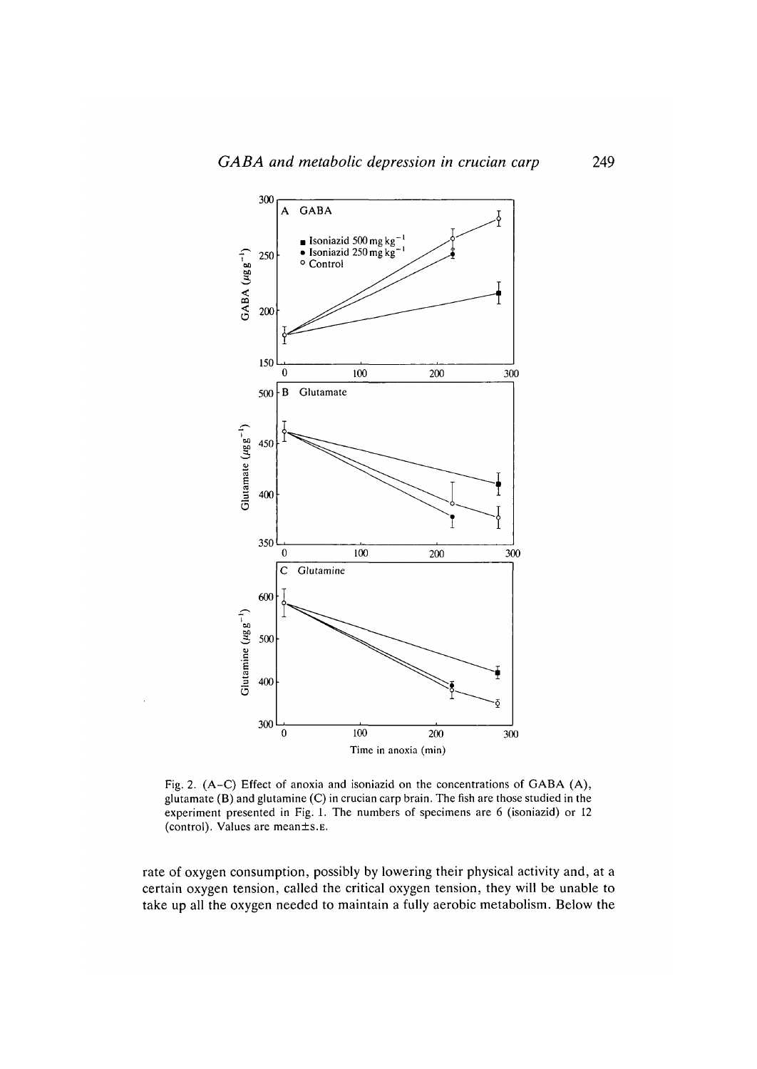Fig. 2. (A–C) Effect of anoxia and isoniazid on the concentrations of GABA (A), glutamate (B) and glutamine (C) in crucian carp brain. The fish are those studied in the experiment presented in Fig. 1. The numbers of specimens are 6 (isoniazid) or 12 (control). Values are mean±S.E.

rate of oxygen consumption, possibly by lowering their physical activity and, at a certain oxygen tension, called the critical oxygen tension, they will be unable to take up all the oxygen needed to maintain a fully aerobic metabolism. Below the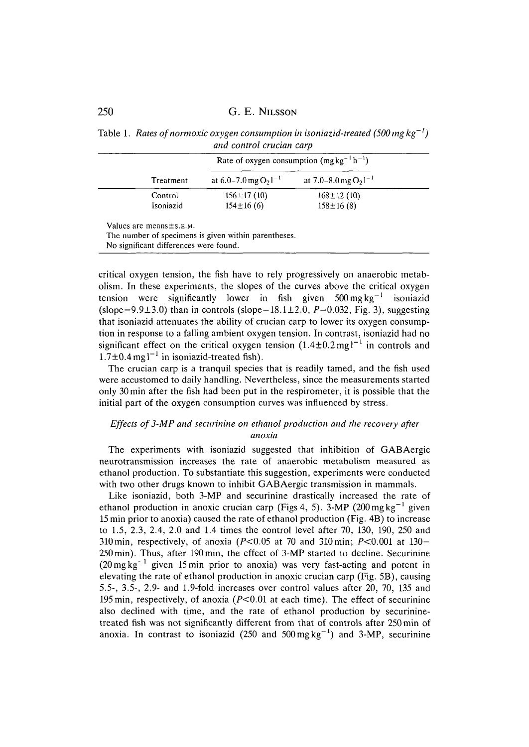Table 1. *Rates of normoxic oxygen consumption in isoniazid-treated (500 mg kg$^{-1}$) and control crucian carp*

| Treatment | Rate of oxygen consumption (mg kg$^{-1}$ h$^{-1}$) at 6.0–7.0 mg $O_2$ l$^{-1}$ | Rate of oxygen consumption (mg kg$^{-1}$ h$^{-1}$) at 7.0–8.0 mg $O_2$ l$^{-1}$ |
|---|---|---|
| Control | 156±17 (10) | 168±12 (10) |
| Isoniazid | 154±16 (6) | 158±16 (8) |

Values are means±S.E.M.
The number of specimens is given within parentheses.
No significant differences were found.

critical oxygen tension, the fish have to rely progressively on anaerobic metabolism. In these experiments, the slopes of the curves above the critical oxygen tension were significantly lower in fish given 500 mg kg$^{-1}$ isoniazid (slope=9.9±3.0) than in controls (slope=18.1±2.0, $P$=0.032, Fig. 3), suggesting that isoniazid attenuates the ability of crucian carp to lower its oxygen consumption in response to a falling ambient oxygen tension. In contrast, isoniazid had no significant effect on the critical oxygen tension (1.4±0.2 mg l$^{-1}$ in controls and 1.7±0.4 mg l$^{-1}$ in isoniazid-treated fish).

The crucian carp is a tranquil species that is readily tamed, and the fish used were accustomed to daily handling. Nevertheless, since the measurements started only 30 min after the fish had been put in the respirometer, it is possible that the initial part of the oxygen consumption curves was influenced by stress.

### *Effects of 3-MP and securinine on ethanol production and the recovery after anoxia*

The experiments with isoniazid suggested that inhibition of GABAergic neurotransmission increases the rate of anaerobic metabolism measured as ethanol production. To substantiate this suggestion, experiments were conducted with two other drugs known to inhibit GABAergic transmission in mammals.

Like isoniazid, both 3-MP and securinine drastically increased the rate of ethanol production in anoxic crucian carp (Figs 4, 5). 3-MP (200 mg kg$^{-1}$ given 15 min prior to anoxia) caused the rate of ethanol production (Fig. 4B) to increase to 1.5, 2.3, 2.4, 2.0 and 1.4 times the control level after 70, 130, 190, 250 and 310 min, respectively, of anoxia ($P$<0.05 at 70 and 310 min; $P$<0.001 at 130–250 min). Thus, after 190 min, the effect of 3-MP started to decline. Securinine (20 mg kg$^{-1}$ given 15 min prior to anoxia) was very fast-acting and potent in elevating the rate of ethanol production in anoxic crucian carp (Fig. 5B), causing 5.5-, 3.5-, 2.9- and 1.9-fold increases over control values after 20, 70, 135 and 195 min, respectively, of anoxia ($P$<0.01 at each time). The effect of securinine also declined with time, and the rate of ethanol production by securinine-treated fish was not significantly different from that of controls after 250 min of anoxia. In contrast to isoniazid (250 and 500 mg kg$^{-1}$) and 3-MP, securinine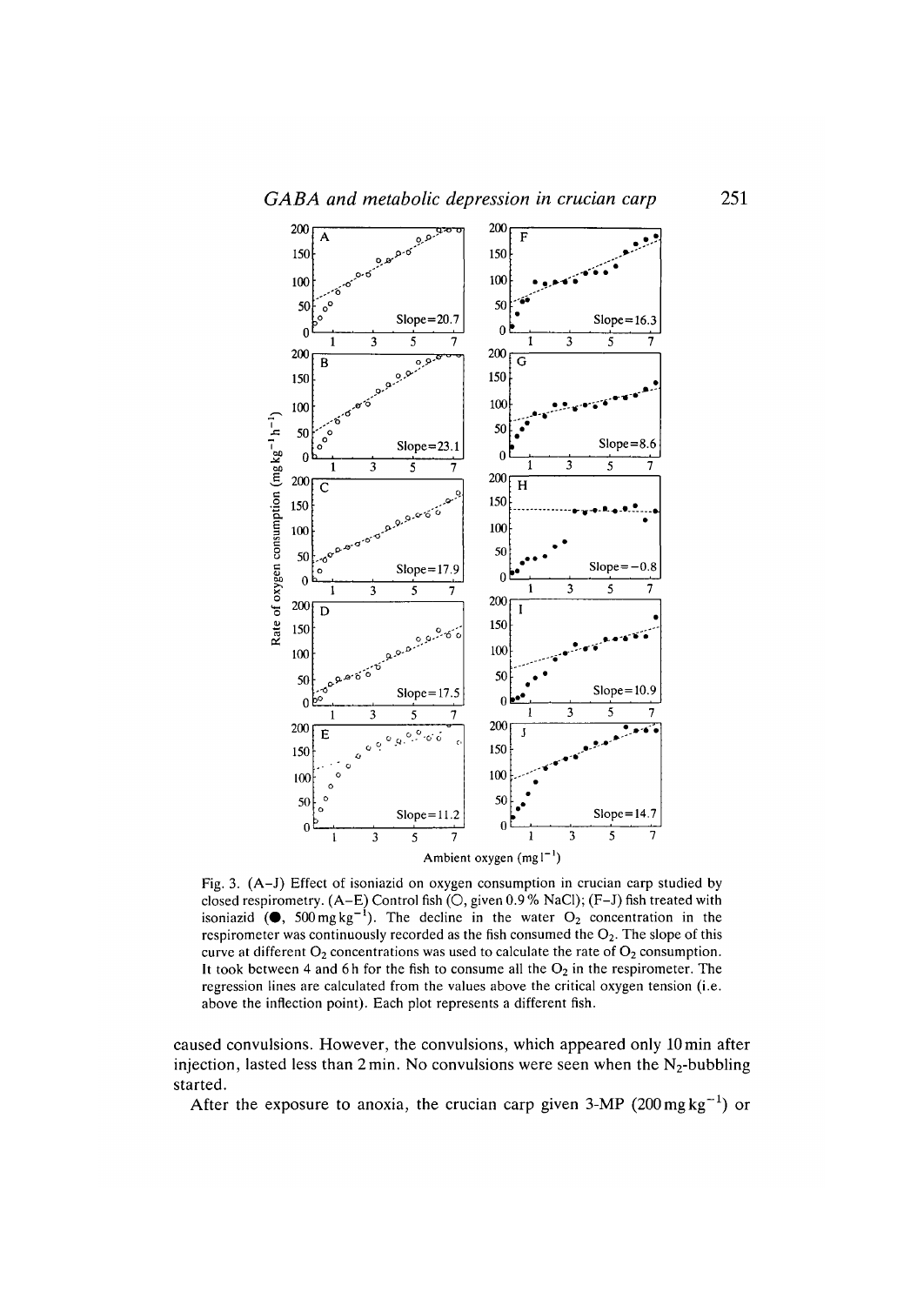Fig. 3. (A–J) Effect of isoniazid on oxygen consumption in crucian carp studied by closed respirometry. (A–E) Control fish (○, given 0.9% NaCl); (F–J) fish treated with isoniazid (●, 500 mg $kg^{-1}$). The decline in the water $O_2$ concentration in the respirometer was continuously recorded as the fish consumed the $O_2$. The slope of this curve at different $O_2$ concentrations was used to calculate the rate of $O_2$ consumption. It took between 4 and 6 h for the fish to consume all the $O_2$ in the respirometer. The regression lines are calculated from the values above the critical oxygen tension (i.e. above the inflection point). Each plot represents a different fish.

caused convulsions. However, the convulsions, which appeared only 10 min after injection, lasted less than 2 min. No convulsions were seen when the $N_2$-bubbling started.

After the exposure to anoxia, the crucian carp given 3-MP (200 mg $kg^{-1}$) or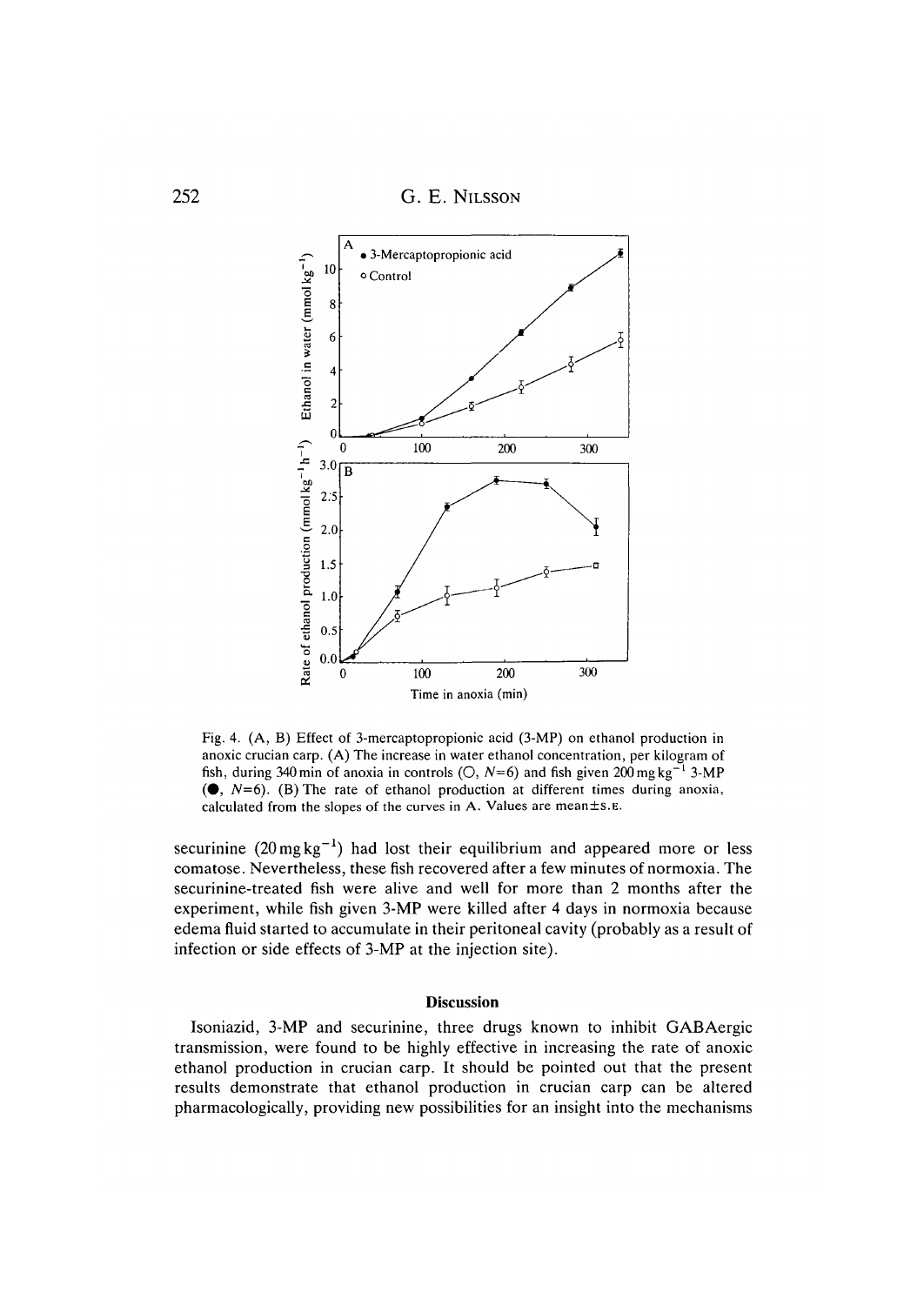Fig. 4. (A, B) Effect of 3-mercaptopropionic acid (3-MP) on ethanol production in anoxic crucian carp. (A) The increase in water ethanol concentration, per kilogram of fish, during 340 min of anoxia in controls (○, $N$=6) and fish given 200 mg $kg^{-1}$ 3-MP (●, $N$=6). (B) The rate of ethanol production at different times during anoxia, calculated from the slopes of the curves in A. Values are mean±S.E.

securinine (20 mg $kg^{-1}$) had lost their equilibrium and appeared more or less comatose. Nevertheless, these fish recovered after a few minutes of normoxia. The securinine-treated fish were alive and well for more than 2 months after the experiment, while fish given 3-MP were killed after 4 days in normoxia because edema fluid started to accumulate in their peritoneal cavity (probably as a result of infection or side effects of 3-MP at the injection site).

## Discussion

Isoniazid, 3-MP and securinine, three drugs known to inhibit GABAergic transmission, were found to be highly effective in increasing the rate of anoxic ethanol production in crucian carp. It should be pointed out that the present results demonstrate that ethanol production in crucian carp can be altered pharmacologically, providing new possibilities for an insight into the mechanisms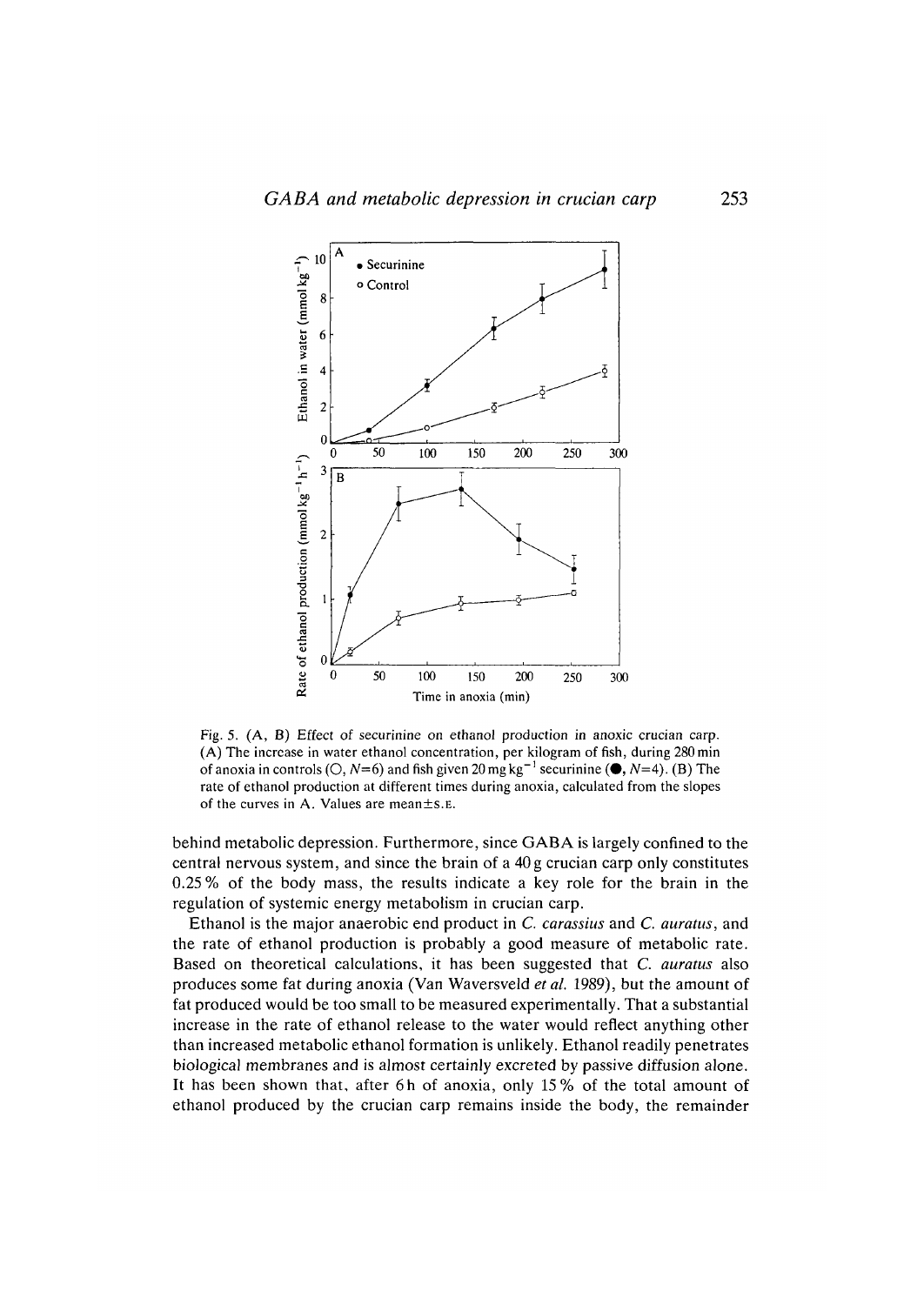Fig. 5. (A, B) Effect of securinine on ethanol production in anoxic crucian carp. (A) The increase in water ethanol concentration, per kilogram of fish, during 280 min of anoxia in controls (○, $N=6$) and fish given 20 mg $kg^{-1}$ securinine (●, $N=4$). (B) The rate of ethanol production at different times during anoxia, calculated from the slopes of the curves in A. Values are mean±S.E.

behind metabolic depression. Furthermore, since GABA is largely confined to the central nervous system, and since the brain of a 40 g crucian carp only constitutes 0.25 % of the body mass, the results indicate a key role for the brain in the regulation of systemic energy metabolism in crucian carp.

Ethanol is the major anaerobic end product in *C. carassius* and *C. auratus*, and the rate of ethanol production is probably a good measure of metabolic rate. Based on theoretical calculations, it has been suggested that *C. auratus* also produces some fat during anoxia (Van Waversveld *et al.* 1989), but the amount of fat produced would be too small to be measured experimentally. That a substantial increase in the rate of ethanol release to the water would reflect anything other than increased metabolic ethanol formation is unlikely. Ethanol readily penetrates biological membranes and is almost certainly excreted by passive diffusion alone. It has been shown that, after 6 h of anoxia, only 15 % of the total amount of ethanol produced by the crucian carp remains inside the body, the remainder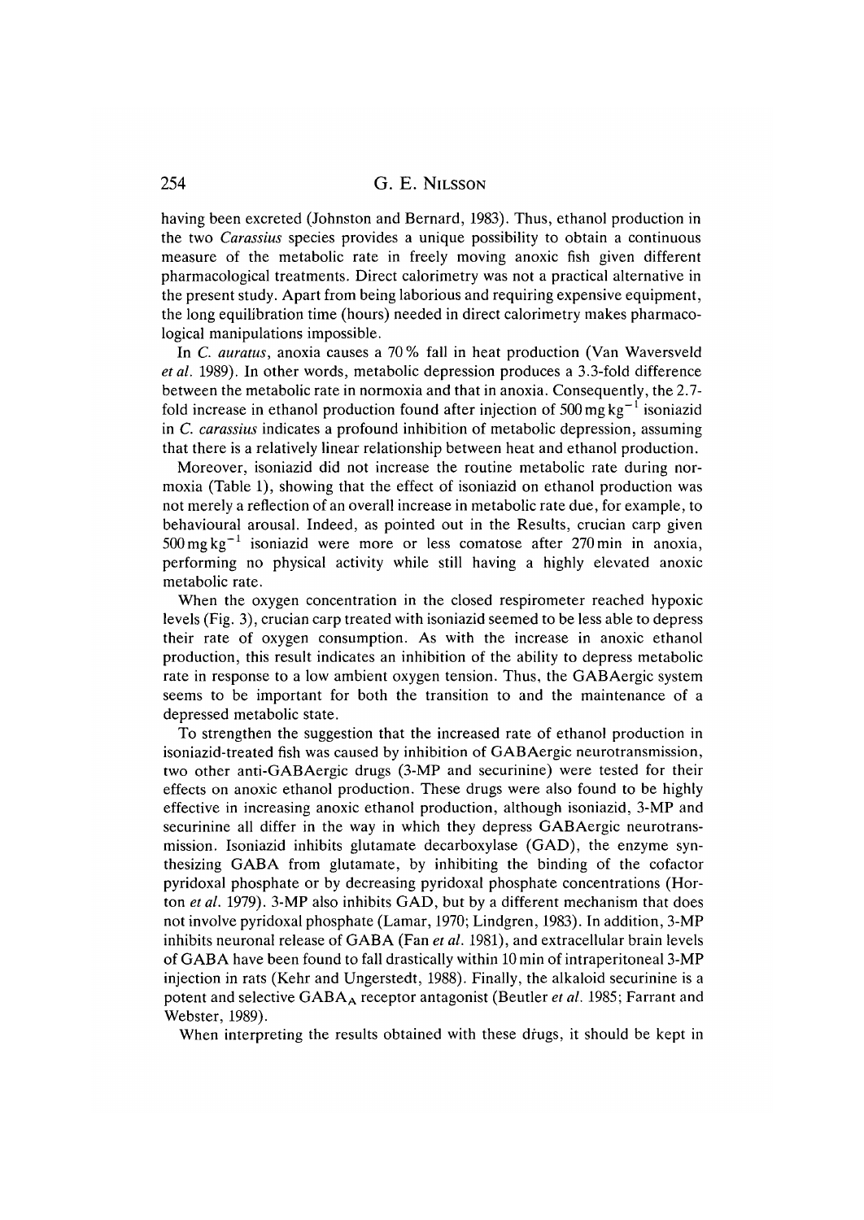having been excreted (Johnston and Bernard, 1983). Thus, ethanol production in the two *Carassius* species provides a unique possibility to obtain a continuous measure of the metabolic rate in freely moving anoxic fish given different pharmacological treatments. Direct calorimetry was not a practical alternative in the present study. Apart from being laborious and requiring expensive equipment, the long equilibration time (hours) needed in direct calorimetry makes pharmacological manipulations impossible.

In *C. auratus*, anoxia causes a 70 % fall in heat production (Van Waversveld *et al.* 1989). In other words, metabolic depression produces a 3.3-fold difference between the metabolic rate in normoxia and that in anoxia. Consequently, the 2.7-fold increase in ethanol production found after injection of 500 mg $kg^{-1}$ isoniazid in *C. carassius* indicates a profound inhibition of metabolic depression, assuming that there is a relatively linear relationship between heat and ethanol production.

Moreover, isoniazid did not increase the routine metabolic rate during normoxia (Table 1), showing that the effect of isoniazid on ethanol production was not merely a reflection of an overall increase in metabolic rate due, for example, to behavioural arousal. Indeed, as pointed out in the Results, crucian carp given 500 mg $kg^{-1}$ isoniazid were more or less comatose after 270 min in anoxia, performing no physical activity while still having a highly elevated anoxic metabolic rate.

When the oxygen concentration in the closed respirometer reached hypoxic levels (Fig. 3), crucian carp treated with isoniazid seemed to be less able to depress their rate of oxygen consumption. As with the increase in anoxic ethanol production, this result indicates an inhibition of the ability to depress metabolic rate in response to a low ambient oxygen tension. Thus, the GABAergic system seems to be important for both the transition to and the maintenance of a depressed metabolic state.

To strengthen the suggestion that the increased rate of ethanol production in isoniazid-treated fish was caused by inhibition of GABAergic neurotransmission, two other anti-GABAergic drugs (3-MP and securinine) were tested for their effects on anoxic ethanol production. These drugs were also found to be highly effective in increasing anoxic ethanol production, although isoniazid, 3-MP and securinine all differ in the way in which they depress GABAergic neurotransmission. Isoniazid inhibits glutamate decarboxylase (GAD), the enzyme synthesizing GABA from glutamate, by inhibiting the binding of the cofactor pyridoxal phosphate or by decreasing pyridoxal phosphate concentrations (Horton *et al.* 1979). 3-MP also inhibits GAD, but by a different mechanism that does not involve pyridoxal phosphate (Lamar, 1970; Lindgren, 1983). In addition, 3-MP inhibits neuronal release of GABA (Fan *et al.* 1981), and extracellular brain levels of GABA have been found to fall drastically within 10 min of intraperitoneal 3-MP injection in rats (Kehr and Ungerstedt, 1988). Finally, the alkaloid securinine is a potent and selective $GABA_A$ receptor antagonist (Beutler *et al.* 1985; Farrant and Webster, 1989).

When interpreting the results obtained with these drugs, it should be kept in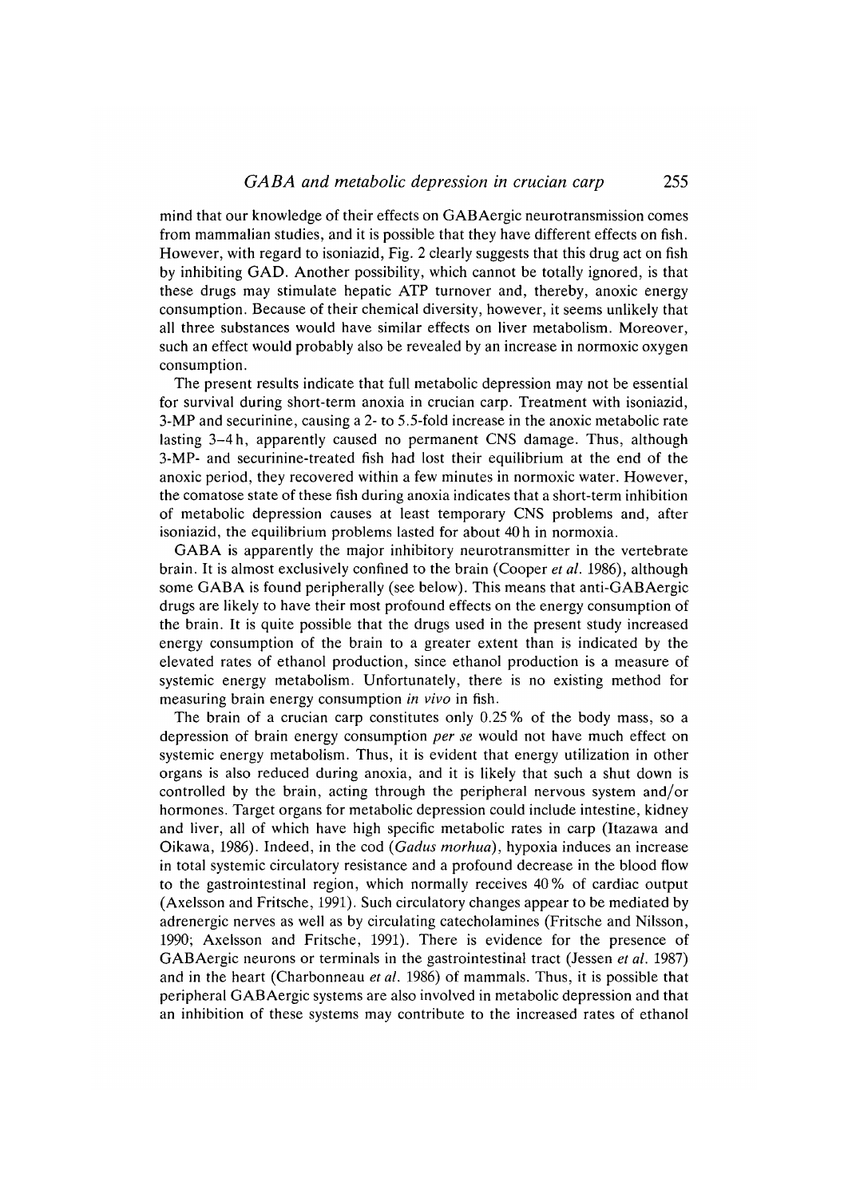mind that our knowledge of their effects on GABAergic neurotransmission comes from mammalian studies, and it is possible that they have different effects on fish. However, with regard to isoniazid, Fig. 2 clearly suggests that this drug act on fish by inhibiting GAD. Another possibility, which cannot be totally ignored, is that these drugs may stimulate hepatic ATP turnover and, thereby, anoxic energy consumption. Because of their chemical diversity, however, it seems unlikely that all three substances would have similar effects on liver metabolism. Moreover, such an effect would probably also be revealed by an increase in normoxic oxygen consumption.

The present results indicate that full metabolic depression may not be essential for survival during short-term anoxia in crucian carp. Treatment with isoniazid, 3-MP and securinine, causing a 2- to 5.5-fold increase in the anoxic metabolic rate lasting 3–4 h, apparently caused no permanent CNS damage. Thus, although 3-MP- and securinine-treated fish had lost their equilibrium at the end of the anoxic period, they recovered within a few minutes in normoxic water. However, the comatose state of these fish during anoxia indicates that a short-term inhibition of metabolic depression causes at least temporary CNS problems and, after isoniazid, the equilibrium problems lasted for about 40 h in normoxia.

GABA is apparently the major inhibitory neurotransmitter in the vertebrate brain. It is almost exclusively confined to the brain (Cooper *et al.* 1986), although some GABA is found peripherally (see below). This means that anti-GABAergic drugs are likely to have their most profound effects on the energy consumption of the brain. It is quite possible that the drugs used in the present study increased energy consumption of the brain to a greater extent than is indicated by the elevated rates of ethanol production, since ethanol production is a measure of systemic energy metabolism. Unfortunately, there is no existing method for measuring brain energy consumption *in vivo* in fish.

The brain of a crucian carp constitutes only 0.25 % of the body mass, so a depression of brain energy consumption *per se* would not have much effect on systemic energy metabolism. Thus, it is evident that energy utilization in other organs is also reduced during anoxia, and it is likely that such a shut down is controlled by the brain, acting through the peripheral nervous system and/or hormones. Target organs for metabolic depression could include intestine, kidney and liver, all of which have high specific metabolic rates in carp (Itazawa and Oikawa, 1986). Indeed, in the cod (*Gadus morhua*), hypoxia induces an increase in total systemic circulatory resistance and a profound decrease in the blood flow to the gastrointestinal region, which normally receives 40 % of cardiac output (Axelsson and Fritsche, 1991). Such circulatory changes appear to be mediated by adrenergic nerves as well as by circulating catecholamines (Fritsche and Nilsson, 1990; Axelsson and Fritsche, 1991). There is evidence for the presence of GABAergic neurons or terminals in the gastrointestinal tract (Jessen *et al.* 1987) and in the heart (Charbonneau *et al.* 1986) of mammals. Thus, it is possible that peripheral GABAergic systems are also involved in metabolic depression and that an inhibition of these systems may contribute to the increased rates of ethanol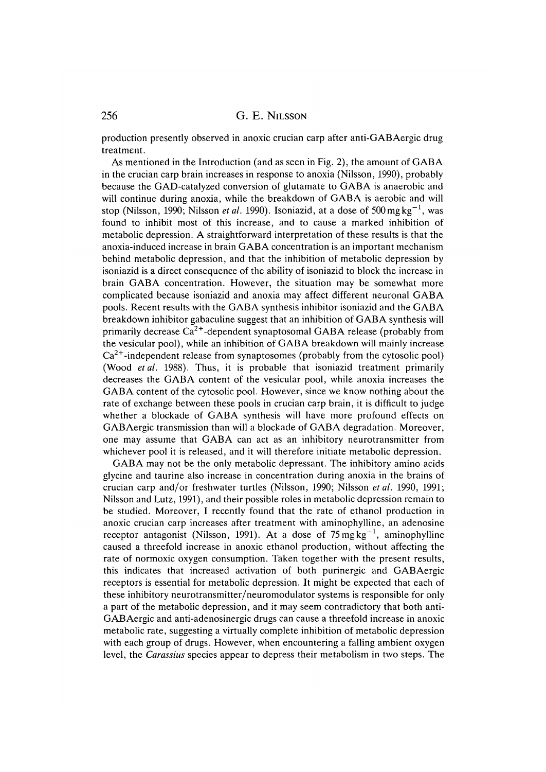production presently observed in anoxic crucian carp after anti-GABAergic drug treatment.

As mentioned in the Introduction (and as seen in Fig. 2), the amount of GABA in the crucian carp brain increases in response to anoxia (Nilsson, 1990), probably because the GAD-catalyzed conversion of glutamate to GABA is anaerobic and will continue during anoxia, while the breakdown of GABA is aerobic and will stop (Nilsson, 1990; Nilsson *et al.* 1990). Isoniazid, at a dose of $500\,mg\,kg^{-1}$, was found to inhibit most of this increase, and to cause a marked inhibition of metabolic depression. A straightforward interpretation of these results is that the anoxia-induced increase in brain GABA concentration is an important mechanism behind metabolic depression, and that the inhibition of metabolic depression by isoniazid is a direct consequence of the ability of isoniazid to block the increase in brain GABA concentration. However, the situation may be somewhat more complicated because isoniazid and anoxia may affect different neuronal GABA pools. Recent results with the GABA synthesis inhibitor isoniazid and the GABA breakdown inhibitor gabaculine suggest that an inhibition of GABA synthesis will primarily decrease $Ca^{2+}$-dependent synaptosomal GABA release (probably from the vesicular pool), while an inhibition of GABA breakdown will mainly increase $Ca^{2+}$-independent release from synaptosomes (probably from the cytosolic pool) (Wood *et al.* 1988). Thus, it is probable that isoniazid treatment primarily decreases the GABA content of the vesicular pool, while anoxia increases the GABA content of the cytosolic pool. However, since we know nothing about the rate of exchange between these pools in crucian carp brain, it is difficult to judge whether a blockade of GABA synthesis will have more profound effects on GABAergic transmission than will a blockade of GABA degradation. Moreover, one may assume that GABA can act as an inhibitory neurotransmitter from whichever pool it is released, and it will therefore initiate metabolic depression.

GABA may not be the only metabolic depressant. The inhibitory amino acids glycine and taurine also increase in concentration during anoxia in the brains of crucian carp and/or freshwater turtles (Nilsson, 1990; Nilsson *et al.* 1990, 1991; Nilsson and Lutz, 1991), and their possible roles in metabolic depression remain to be studied. Moreover, I recently found that the rate of ethanol production in anoxic crucian carp increases after treatment with aminophylline, an adenosine receptor antagonist (Nilsson, 1991). At a dose of $75\,mg\,kg^{-1}$, aminophylline caused a threefold increase in anoxic ethanol production, without affecting the rate of normoxic oxygen consumption. Taken together with the present results, this indicates that increased activation of both purinergic and GABAergic receptors is essential for metabolic depression. It might be expected that each of these inhibitory neurotransmitter/neuromodulator systems is responsible for only a part of the metabolic depression, and it may seem contradictory that both anti-GABAergic and anti-adenosinergic drugs can cause a threefold increase in anoxic metabolic rate, suggesting a virtually complete inhibition of metabolic depression with each group of drugs. However, when encountering a falling ambient oxygen level, the *Carassius* species appear to depress their metabolism in two steps. The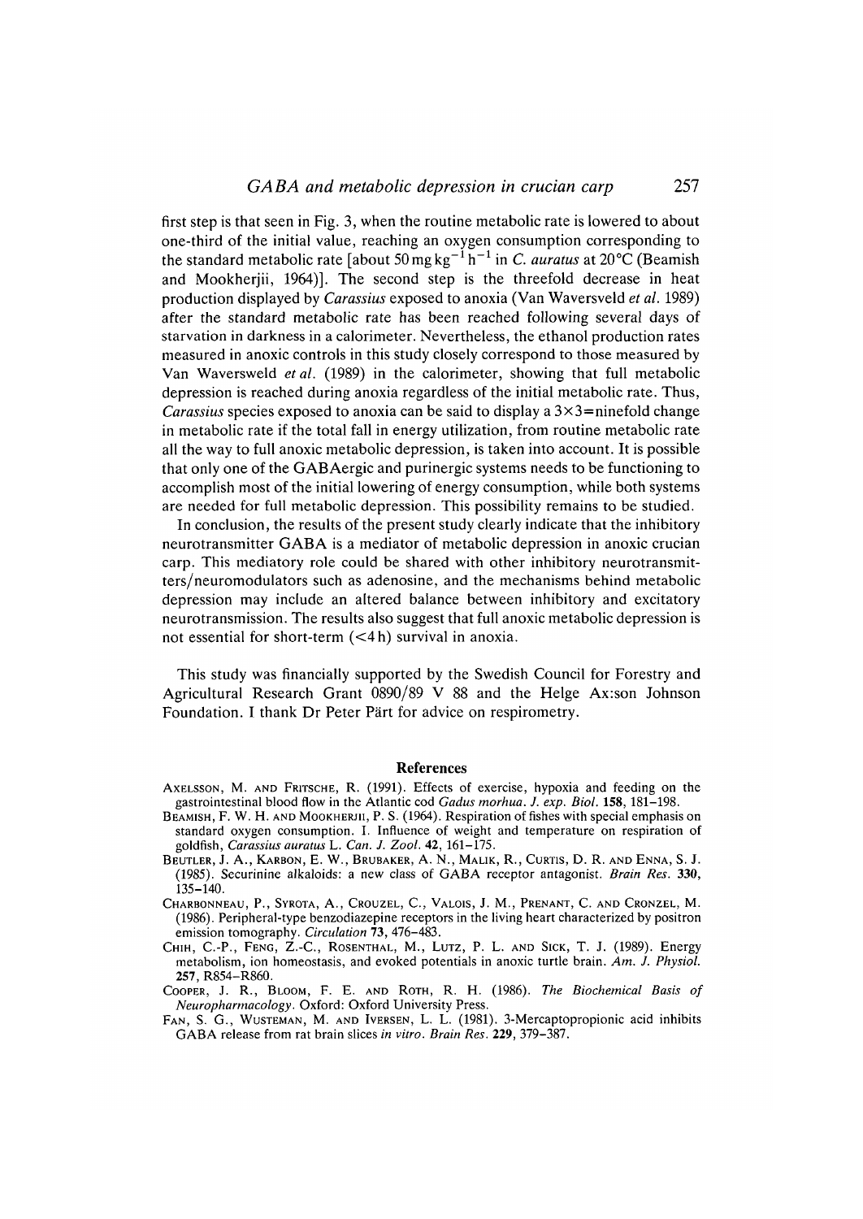first step is that seen in Fig. 3, when the routine metabolic rate is lowered to about one-third of the initial value, reaching an oxygen consumption corresponding to the standard metabolic rate [about $50\,\mathrm{mg\,kg^{-1}\,h^{-1}}$ in *C. auratus* at 20°C (Beamish and Mookherjii, 1964)]. The second step is the threefold decrease in heat production displayed by *Carassius* exposed to anoxia (Van Waversveld *et al.* 1989) after the standard metabolic rate has been reached following several days of starvation in darkness in a calorimeter. Nevertheless, the ethanol production rates measured in anoxic controls in this study closely correspond to those measured by Van Waversweld *et al.* (1989) in the calorimeter, showing that full metabolic depression is reached during anoxia regardless of the initial metabolic rate. Thus, *Carassius* species exposed to anoxia can be said to display a $3\times3$=ninefold change in metabolic rate if the total fall in energy utilization, from routine metabolic rate all the way to full anoxic metabolic depression, is taken into account. It is possible that only one of the GABAergic and purinergic systems needs to be functioning to accomplish most of the initial lowering of energy consumption, while both systems are needed for full metabolic depression. This possibility remains to be studied.

In conclusion, the results of the present study clearly indicate that the inhibitory neurotransmitter GABA is a mediator of metabolic depression in anoxic crucian carp. This mediatory role could be shared with other inhibitory neurotransmitters/neuromodulators such as adenosine, and the mechanisms behind metabolic depression may include an altered balance between inhibitory and excitatory neurotransmission. The results also suggest that full anoxic metabolic depression is not essential for short-term (<4 h) survival in anoxia.

This study was financially supported by the Swedish Council for Forestry and Agricultural Research Grant 0890/89 V 88 and the Helge Ax:son Johnson Foundation. I thank Dr Peter Pärt for advice on respirometry.

## References

Axelsson, M. and Fritsche, R. (1991). Effects of exercise, hypoxia and feeding on the gastrointestinal blood flow in the Atlantic cod *Gadus morhua*. *J. exp. Biol.* **158**, 181–198.

Beamish, F. W. H. and Mookherjii, P. S. (1964). Respiration of fishes with special emphasis on standard oxygen consumption. I. Influence of weight and temperature on respiration of goldfish, *Carassius auratus* L. *Can. J. Zool.* **42**, 161–175.

Beutler, J. A., Karbon, E. W., Brubaker, A. N., Malik, R., Curtis, D. R. and Enna, S. J. (1985). Securinine alkaloids: a new class of GABA receptor antagonist. *Brain Res.* **330**, 135–140.

Charbonneau, P., Syrota, A., Crouzel, C., Valois, J. M., Prenant, C. and Cronzel, M. (1986). Peripheral-type benzodiazepine receptors in the living heart characterized by positron emission tomography. *Circulation* **73**, 476–483.

Chih, C.-P., Feng, Z.-C., Rosenthal, M., Lutz, P. L. and Sick, T. J. (1989). Energy metabolism, ion homeostasis, and evoked potentials in anoxic turtle brain. *Am. J. Physiol.* **257**, R854–R860.

Cooper, J. R., Bloom, F. E. and Roth, R. H. (1986). *The Biochemical Basis of Neuropharmacology*. Oxford: Oxford University Press.

Fan, S. G., Wusteman, M. and Iversen, L. L. (1981). 3-Mercaptopropionic acid inhibits GABA release from rat brain slices *in vitro*. *Brain Res.* **229**, 379–387.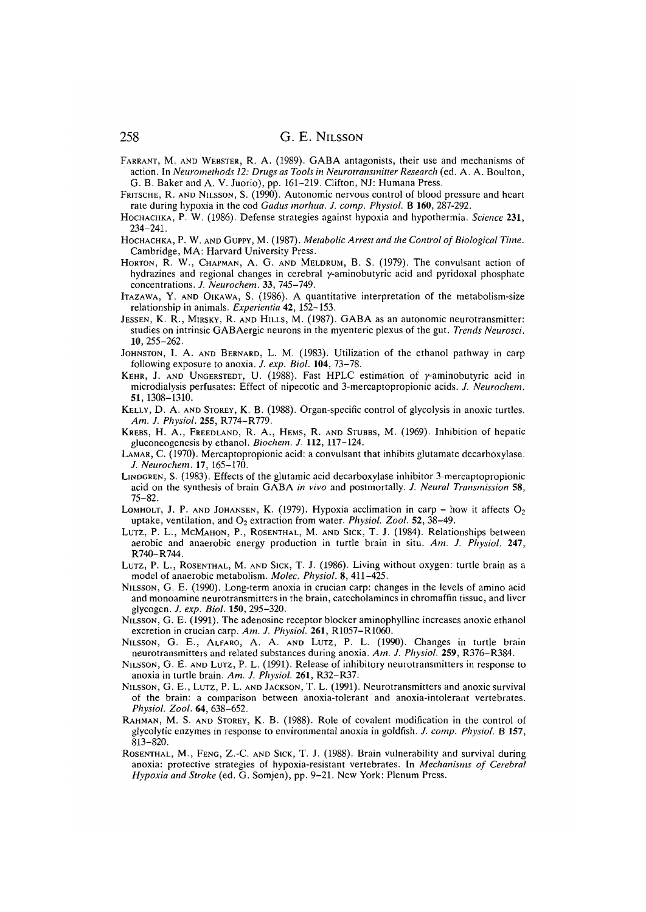Farrant, M. and Webster, R. A. (1989). GABA antagonists, their use and mechanisms of action. In *Neuromethods 12: Drugs as Tools in Neurotransmitter Research* (ed. A. A. Boulton, G. B. Baker and A. V. Juorio), pp. 161–219. Clifton, NJ: Humana Press.

Fritsche, R. and Nilsson, S. (1990). Autonomic nervous control of blood pressure and heart rate during hypoxia in the cod *Gadus morhua*. *J. comp. Physiol.* B **160**, 287-292.

Hochachka, P. W. (1986). Defense strategies against hypoxia and hypothermia. *Science* **231**, 234–241.

Hochachka, P. W. and Guppy, M. (1987). *Metabolic Arrest and the Control of Biological Time*. Cambridge, MA: Harvard University Press.

Horton, R. W., Chapman, A. G. and Meldrum, B. S. (1979). The convulsant action of hydrazines and regional changes in cerebral γ-aminobutyric acid and pyridoxal phosphate concentrations. *J. Neurochem.* **33**, 745–749.

Itazawa, Y. and Oikawa, S. (1986). A quantitative interpretation of the metabolism-size relationship in animals. *Experientia* **42**, 152–153.

Jessen, K. R., Mirsky, R. and Hills, M. (1987). GABA as an autonomic neurotransmitter: studies on intrinsic GABAergic neurons in the myenteric plexus of the gut. *Trends Neurosci.* **10**, 255–262.

Johnston, I. A. and Bernard, L. M. (1983). Utilization of the ethanol pathway in carp following exposure to anoxia. *J. exp. Biol.* **104**, 73–78.

Kehr, J. and Ungerstedt, U. (1988). Fast HPLC estimation of γ-aminobutyric acid in microdialysis perfusates: Effect of nipecotic and 3-mercaptopropionic acids. *J. Neurochem.* **51**, 1308–1310.

Kelly, D. A. and Storey, K. B. (1988). Organ-specific control of glycolysis in anoxic turtles. *Am. J. Physiol.* **255**, R774–R779.

Krebs, H. A., Freedland, R. A., Hems, R. and Stubbs, M. (1969). Inhibition of hepatic gluconeogenesis by ethanol. *Biochem. J.* **112**, 117–124.

Lamar, C. (1970). Mercaptopropionic acid: a convulsant that inhibits glutamate decarboxylase. *J. Neurochem.* **17**, 165–170.

Lindgren, S. (1983). Effects of the glutamic acid decarboxylase inhibitor 3-mercaptopropionic acid on the synthesis of brain GABA *in vivo* and postmortally. *J. Neural Transmission* **58**, 75–82.

Lomholt, J. P. and Johansen, K. (1979). Hypoxia acclimation in carp – how it affects $O_2$ uptake, ventilation, and $O_2$ extraction from water. *Physiol. Zool.* **52**, 38–49.

Lutz, P. L., McMahon, P., Rosenthal, M. and Sick, T. J. (1984). Relationships between aerobic and anaerobic energy production in turtle brain in situ. *Am. J. Physiol.* **247**, R740–R744.

Lutz, P. L., Rosenthal, M. and Sick, T. J. (1986). Living without oxygen: turtle brain as a model of anaerobic metabolism. *Molec. Physiol.* **8**, 411–425.

Nilsson, G. E. (1990). Long-term anoxia in crucian carp: changes in the levels of amino acid and monoamine neurotransmitters in the brain, catecholamines in chromaffin tissue, and liver glycogen. *J. exp. Biol.* **150**, 295–320.

Nilsson, G. E. (1991). The adenosine receptor blocker aminophylline increases anoxic ethanol excretion in crucian carp. *Am. J. Physiol.* **261**, R1057–R1060.

Nilsson, G. E., Alfaro, A. A. and Lutz, P. L. (1990). Changes in turtle brain neurotransmitters and related substances during anoxia. *Am. J. Physiol.* **259**, R376–R384.

Nilsson, G. E. and Lutz, P. L. (1991). Release of inhibitory neurotransmitters in response to anoxia in turtle brain. *Am. J. Physiol.* **261**, R32–R37.

Nilsson, G. E., Lutz, P. L. and Jackson, T. L. (1991). Neurotransmitters and anoxic survival of the brain: a comparison between anoxia-tolerant and anoxia-intolerant vertebrates. *Physiol. Zool.* **64**, 638–652.

Rahman, M. S. and Storey, K. B. (1988). Role of covalent modification in the control of glycolytic enzymes in response to environmental anoxia in goldfish. *J. comp. Physiol.* B **157**, 813–820.

Rosenthal, M., Feng, Z.-C. and Sick, T. J. (1988). Brain vulnerability and survival during anoxia: protective strategies of hypoxia-resistant vertebrates. In *Mechanisms of Cerebral Hypoxia and Stroke* (ed. G. Somjen), pp. 9–21. New York: Plenum Press.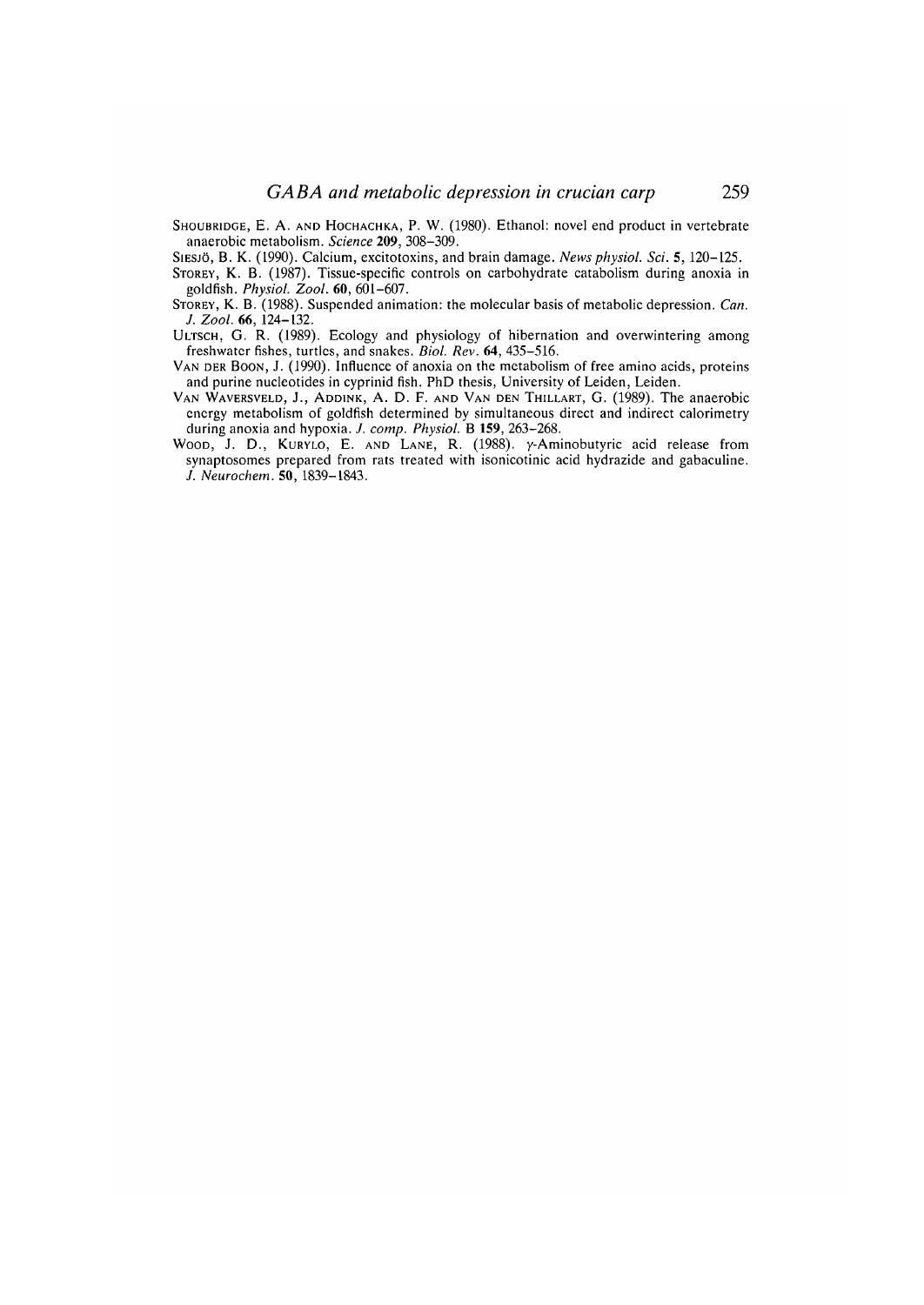SHOUBRIDGE, E. A. AND HOCHACHKA, P. W. (1980). Ethanol: novel end product in vertebrate anaerobic metabolism. *Science* **209**, 308–309.

SIESJÖ, B. K. (1990). Calcium, excitotoxins, and brain damage. *News physiol. Sci.* **5**, 120–125.

STOREY, K. B. (1987). Tissue-specific controls on carbohydrate catabolism during anoxia in goldfish. *Physiol. Zool.* **60**, 601–607.

STOREY, K. B. (1988). Suspended animation: the molecular basis of metabolic depression. *Can. J. Zool.* **66**, 124–132.

ULTSCH, G. R. (1989). Ecology and physiology of hibernation and overwintering among freshwater fishes, turtles, and snakes. *Biol. Rev.* **64**, 435–516.

VAN DER BOON, J. (1990). Influence of anoxia on the metabolism of free amino acids, proteins and purine nucleotides in cyprinid fish. PhD thesis, University of Leiden, Leiden.

VAN WAVERSVELD, J., ADDINK, A. D. F. AND VAN DEN THILLART, G. (1989). The anaerobic energy metabolism of goldfish determined by simultaneous direct and indirect calorimetry during anoxia and hypoxia. *J. comp. Physiol.* B **159**, 263–268.

WOOD, J. D., KURYLO, E. AND LANE, R. (1988). $\gamma$-Aminobutyric acid release from synaptosomes prepared from rats treated with isonicotinic acid hydrazide and gabaculine. *J. Neurochem.* **50**, 1839–1843.